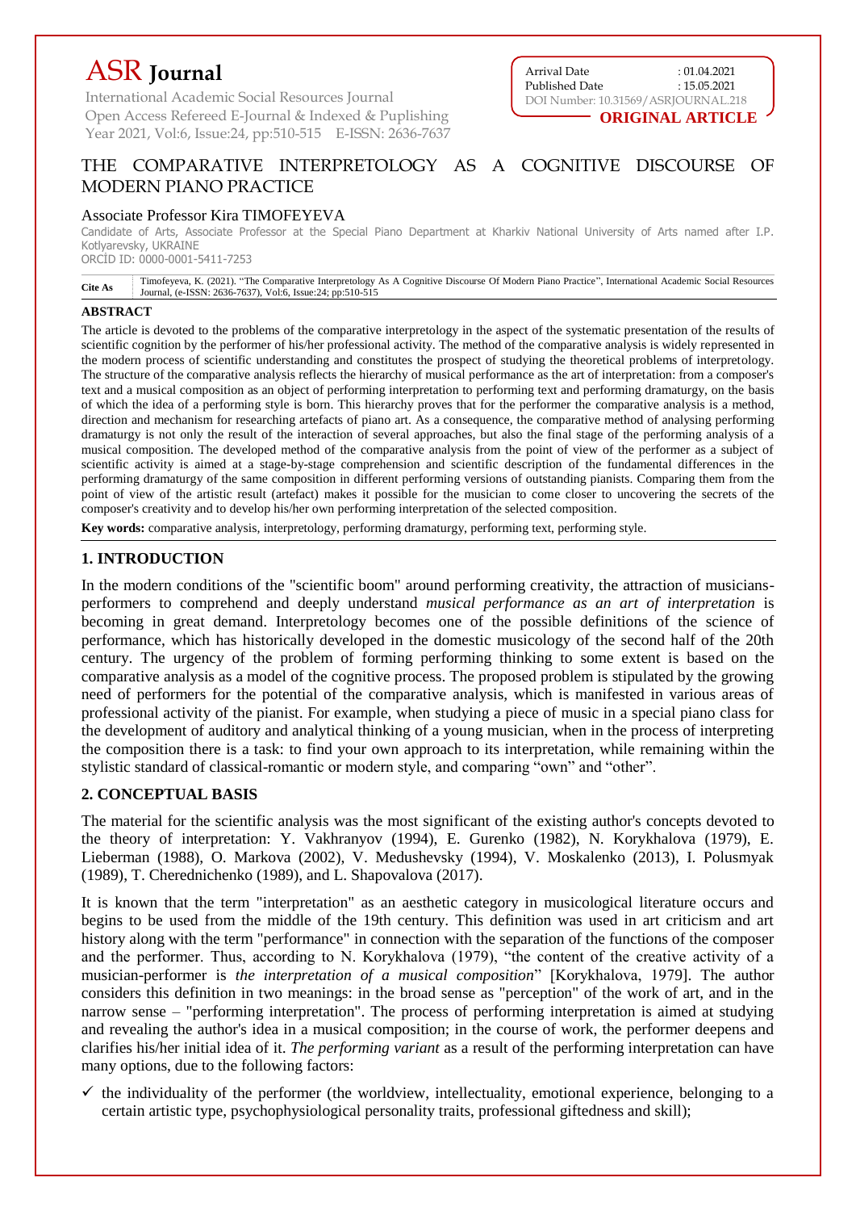# ASR Journal

International Academic Social Resources Journal
Open Access Refereed E-Journal & Indexed & Puplishing
Year 2021, Vol:6, Issue:24, pp:510-515 E-ISSN: 2636-7637

Arrival Date : 01.04.2021
Published Date : 15.05.2021
DOI Number: 10.31569/ASRJOURNAL.218

**ORIGINAL ARTICLE**

# THE COMPARATIVE INTERPRETOLOGY AS A COGNITIVE DISCOURSE OF MODERN PIANO PRACTICE

Associate Professor Kira TIMOFEYEVA

Candidate of Arts, Associate Professor at the Special Piano Department at Kharkiv National University of Arts named after I.P. Kotlyarevsky, UKRAINE
ORCİD ID: 0000-0001-5411-7253

**Cite As** Timofeyeva, K. (2021). "The Comparative Interpretology As A Cognitive Discourse Of Modern Piano Practice", International Academic Social Resources Journal, (e-ISSN: 2636-7637), Vol:6, Issue:24; pp:510-515

## ABSTRACT

The article is devoted to the problems of the comparative interpretology in the aspect of the systematic presentation of the results of scientific cognition by the performer of his/her professional activity. The method of the comparative analysis is widely represented in the modern process of scientific understanding and constitutes the prospect of studying the theoretical problems of interpretology. The structure of the comparative analysis reflects the hierarchy of musical performance as the art of interpretation: from a composer's text and a musical composition as an object of performing interpretation to performing text and performing dramaturgy, on the basis of which the idea of a performing style is born. This hierarchy proves that for the performer the comparative analysis is a method, direction and mechanism for researching artefacts of piano art. As a consequence, the comparative method of analysing performing dramaturgy is not only the result of the interaction of several approaches, but also the final stage of the performing analysis of a musical composition. The developed method of the comparative analysis from the point of view of the performer as a subject of scientific activity is aimed at a stage-by-stage comprehension and scientific description of the fundamental differences in the performing dramaturgy of the same composition in different performing versions of outstanding pianists. Comparing them from the point of view of the artistic result (artefact) makes it possible for the musician to come closer to uncovering the secrets of the composer's creativity and to develop his/her own performing interpretation of the selected composition.

**Key words:** comparative analysis, interpretology, performing dramaturgy, performing text, performing style.

## 1. INTRODUCTION

In the modern conditions of the "scientific boom" around performing creativity, the attraction of musicians-performers to comprehend and deeply understand *musical performance as an art of interpretation* is becoming in great demand. Interpretology becomes one of the possible definitions of the science of performance, which has historically developed in the domestic musicology of the second half of the 20th century. The urgency of the problem of forming performing thinking to some extent is based on the comparative analysis as a model of the cognitive process. The proposed problem is stipulated by the growing need of performers for the potential of the comparative analysis, which is manifested in various areas of professional activity of the pianist. For example, when studying a piece of music in a special piano class for the development of auditory and analytical thinking of a young musician, when in the process of interpreting the composition there is a task: to find your own approach to its interpretation, while remaining within the stylistic standard of classical-romantic or modern style, and comparing "own" and "other".

## 2. CONCEPTUAL BASIS

The material for the scientific analysis was the most significant of the existing author's concepts devoted to the theory of interpretation: Y. Vakhranyov (1994), E. Gurenko (1982), N. Korykhalova (1979), E. Lieberman (1988), O. Markova (2002), V. Medushevsky (1994), V. Moskalenko (2013), I. Polusmyak (1989), T. Cherednichenko (1989), and L. Shapovalova (2017).

It is known that the term "interpretation" as an aesthetic category in musicological literature occurs and begins to be used from the middle of the 19th century. This definition was used in art criticism and art history along with the term "performance" in connection with the separation of the functions of the composer and the performer. Thus, according to N. Korykhalova (1979), "the content of the creative activity of a musician-performer is *the interpretation of a musical composition*" [Korykhalova, 1979]. The author considers this definition in two meanings: in the broad sense as "perception" of the work of art, and in the narrow sense – "performing interpretation". The process of performing interpretation is aimed at studying and revealing the author's idea in a musical composition; in the course of work, the performer deepens and clarifies his/her initial idea of it. *The performing variant* as a result of the performing interpretation can have many options, due to the following factors:

- ✓ the individuality of the performer (the worldview, intellectuality, emotional experience, belonging to a certain artistic type, psychophysiological personality traits, professional giftedness and skill);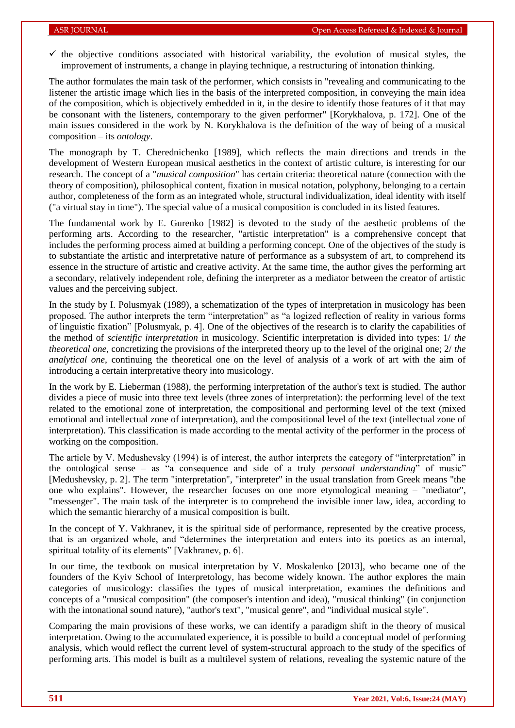- ✓ the objective conditions associated with historical variability, the evolution of musical styles, the improvement of instruments, a change in playing technique, a restructuring of intonation thinking.

The author formulates the main task of the performer, which consists in "revealing and communicating to the listener the artistic image which lies in the basis of the interpreted composition, in conveying the main idea of the composition, which is objectively embedded in it, in the desire to identify those features of it that may be consonant with the listeners, contemporary to the given performer" [Korykhalova, p. 172]. One of the main issues considered in the work by N. Korykhalova is the definition of the way of being of a musical composition – its *ontology*.

The monograph by T. Cherednichenko [1989], which reflects the main directions and trends in the development of Western European musical aesthetics in the context of artistic culture, is interesting for our research. The concept of a "*musical composition*" has certain criteria: theoretical nature (connection with the theory of composition), philosophical content, fixation in musical notation, polyphony, belonging to a certain author, completeness of the form as an integrated whole, structural individualization, ideal identity with itself ("a virtual stay in time"). The special value of a musical composition is concluded in its listed features.

The fundamental work by E. Gurenko [1982] is devoted to the study of the aesthetic problems of the performing arts. According to the researcher, "artistic interpretation" is a comprehensive concept that includes the performing process aimed at building a performing concept. One of the objectives of the study is to substantiate the artistic and interpretative nature of performance as a subsystem of art, to comprehend its essence in the structure of artistic and creative activity. At the same time, the author gives the performing art a secondary, relatively independent role, defining the interpreter as a mediator between the creator of artistic values and the perceiving subject.

In the study by I. Polusmyak (1989), a schematization of the types of interpretation in musicology has been proposed. The author interprets the term "interpretation" as "a logized reflection of reality in various forms of linguistic fixation" [Polusmyak, p. 4]. One of the objectives of the research is to clarify the capabilities of the method of *scientific interpretation* in musicology. Scientific interpretation is divided into types: 1/ *the theoretical one*, concretizing the provisions of the interpreted theory up to the level of the original one; 2/ *the analytical one*, continuing the theoretical one on the level of analysis of a work of art with the aim of introducing a certain interpretative theory into musicology.

In the work by E. Lieberman (1988), the performing interpretation of the author's text is studied. The author divides a piece of music into three text levels (three zones of interpretation): the performing level of the text related to the emotional zone of interpretation, the compositional and performing level of the text (mixed emotional and intellectual zone of interpretation), and the compositional level of the text (intellectual zone of interpretation). This classification is made according to the mental activity of the performer in the process of working on the composition.

The article by V. Medushevsky (1994) is of interest, the author interprets the category of "interpretation" in the ontological sense – as "a consequence and side of a truly *personal understanding*" of music" [Medushevsky, p. 2]. The term "interpretation", "interpreter" in the usual translation from Greek means "the one who explains". However, the researcher focuses on one more etymological meaning – "mediator", "messenger". The main task of the interpreter is to comprehend the invisible inner law, idea, according to which the semantic hierarchy of a musical composition is built.

In the concept of Y. Vakhranev, it is the spiritual side of performance, represented by the creative process, that is an organized whole, and "determines the interpretation and enters into its poetics as an internal, spiritual totality of its elements" [Vakhranev, p. 6].

In our time, the textbook on musical interpretation by V. Moskalenko [2013], who became one of the founders of the Kyiv School of Interpretology, has become widely known. The author explores the main categories of musicology: classifies the types of musical interpretation, examines the definitions and concepts of a "musical composition" (the composer's intention and idea), "musical thinking" (in conjunction with the intonational sound nature), "author's text", "musical genre", and "individual musical style".

Comparing the main provisions of these works, we can identify a paradigm shift in the theory of musical interpretation. Owing to the accumulated experience, it is possible to build a conceptual model of performing analysis, which would reflect the current level of system-structural approach to the study of the specifics of performing arts. This model is built as a multilevel system of relations, revealing the systemic nature of the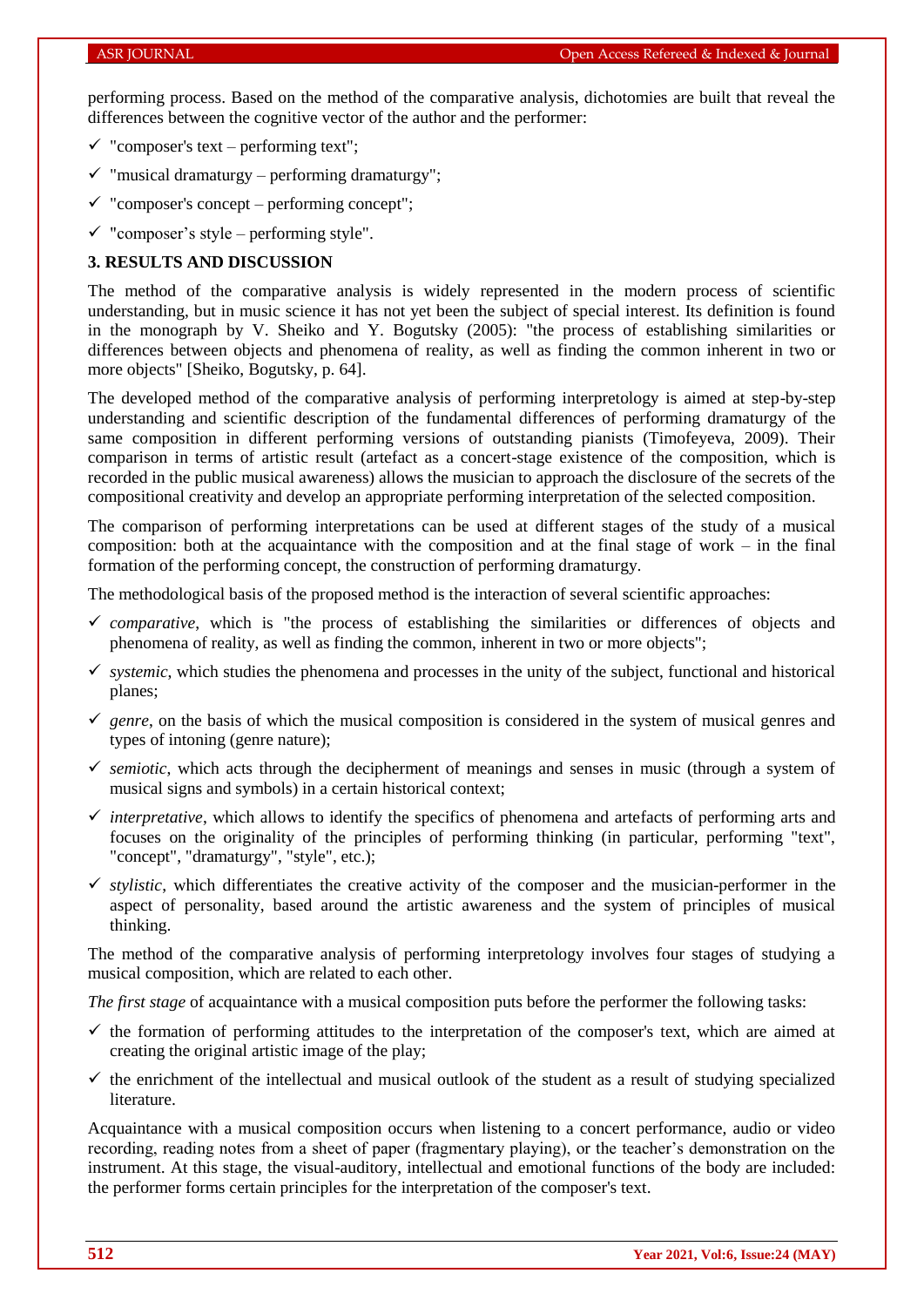performing process. Based on the method of the comparative analysis, dichotomies are built that reveal the differences between the cognitive vector of the author and the performer:

- ✓ "composer's text – performing text";
- ✓ "musical dramaturgy – performing dramaturgy";
- ✓ "composer's concept – performing concept";
- ✓ "composer's style – performing style".

## 3. RESULTS AND DISCUSSION

The method of the comparative analysis is widely represented in the modern process of scientific understanding, but in music science it has not yet been the subject of special interest. Its definition is found in the monograph by V. Sheiko and Y. Bogutsky (2005): "the process of establishing similarities or differences between objects and phenomena of reality, as well as finding the common inherent in two or more objects" [Sheiko, Bogutsky, p. 64].

The developed method of the comparative analysis of performing interpretology is aimed at step-by-step understanding and scientific description of the fundamental differences of performing dramaturgy of the same composition in different performing versions of outstanding pianists (Timofeyeva, 2009). Their comparison in terms of artistic result (artefact as a concert-stage existence of the composition, which is recorded in the public musical awareness) allows the musician to approach the disclosure of the secrets of the compositional creativity and develop an appropriate performing interpretation of the selected composition.

The comparison of performing interpretations can be used at different stages of the study of a musical composition: both at the acquaintance with the composition and at the final stage of work – in the final formation of the performing concept, the construction of performing dramaturgy.

The methodological basis of the proposed method is the interaction of several scientific approaches:

- ✓ *comparative*, which is "the process of establishing the similarities or differences of objects and phenomena of reality, as well as finding the common, inherent in two or more objects";
- ✓ *systemic*, which studies the phenomena and processes in the unity of the subject, functional and historical planes;
- ✓ *genre*, on the basis of which the musical composition is considered in the system of musical genres and types of intoning (genre nature);
- ✓ *semiotic*, which acts through the decipherment of meanings and senses in music (through a system of musical signs and symbols) in a certain historical context;
- ✓ *interpretative*, which allows to identify the specifics of phenomena and artefacts of performing arts and focuses on the originality of the principles of performing thinking (in particular, performing "text", "concept", "dramaturgy", "style", etc.);
- ✓ *stylistic*, which differentiates the creative activity of the composer and the musician-performer in the aspect of personality, based around the artistic awareness and the system of principles of musical thinking.

The method of the comparative analysis of performing interpretology involves four stages of studying a musical composition, which are related to each other.

*The first stage* of acquaintance with a musical composition puts before the performer the following tasks:

- ✓ the formation of performing attitudes to the interpretation of the composer's text, which are aimed at creating the original artistic image of the play;
- ✓ the enrichment of the intellectual and musical outlook of the student as a result of studying specialized literature.

Acquaintance with a musical composition occurs when listening to a concert performance, audio or video recording, reading notes from a sheet of paper (fragmentary playing), or the teacher's demonstration on the instrument. At this stage, the visual-auditory, intellectual and emotional functions of the body are included: the performer forms certain principles for the interpretation of the composer's text.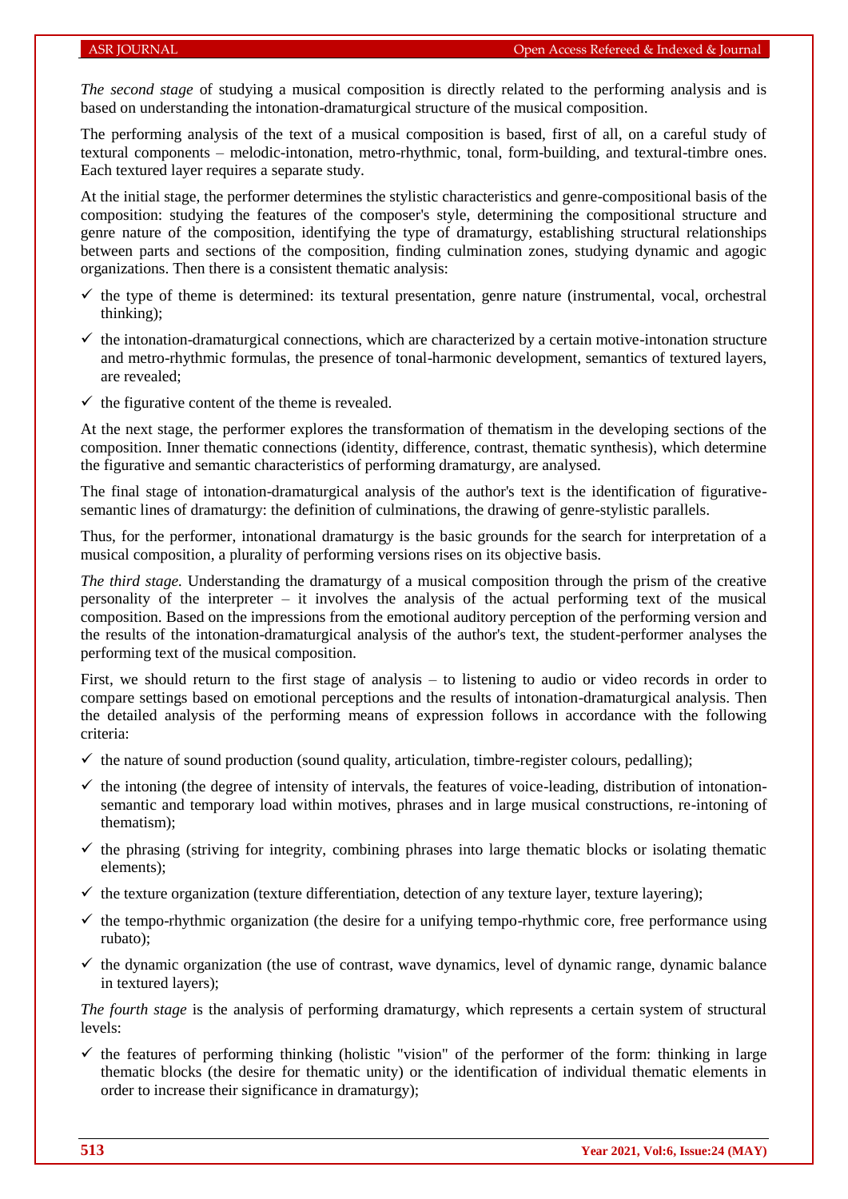*The second stage* of studying a musical composition is directly related to the performing analysis and is based on understanding the intonation-dramaturgical structure of the musical composition.

The performing analysis of the text of a musical composition is based, first of all, on a careful study of textural components – melodic-intonation, metro-rhythmic, tonal, form-building, and textural-timbre ones. Each textured layer requires a separate study.

At the initial stage, the performer determines the stylistic characteristics and genre-compositional basis of the composition: studying the features of the composer's style, determining the compositional structure and genre nature of the composition, identifying the type of dramaturgy, establishing structural relationships between parts and sections of the composition, finding culmination zones, studying dynamic and agogic organizations. Then there is a consistent thematic analysis:

- ✓ the type of theme is determined: its textural presentation, genre nature (instrumental, vocal, orchestral thinking);
- ✓ the intonation-dramaturgical connections, which are characterized by a certain motive-intonation structure and metro-rhythmic formulas, the presence of tonal-harmonic development, semantics of textured layers, are revealed;
- ✓ the figurative content of the theme is revealed.

At the next stage, the performer explores the transformation of thematism in the developing sections of the composition. Inner thematic connections (identity, difference, contrast, thematic synthesis), which determine the figurative and semantic characteristics of performing dramaturgy, are analysed.

The final stage of intonation-dramaturgical analysis of the author's text is the identification of figurative-semantic lines of dramaturgy: the definition of culminations, the drawing of genre-stylistic parallels.

Thus, for the performer, intonational dramaturgy is the basic grounds for the search for interpretation of a musical composition, a plurality of performing versions rises on its objective basis.

*The third stage.* Understanding the dramaturgy of a musical composition through the prism of the creative personality of the interpreter – it involves the analysis of the actual performing text of the musical composition. Based on the impressions from the emotional auditory perception of the performing version and the results of the intonation-dramaturgical analysis of the author's text, the student-performer analyses the performing text of the musical composition.

First, we should return to the first stage of analysis – to listening to audio or video records in order to compare settings based on emotional perceptions and the results of intonation-dramaturgical analysis. Then the detailed analysis of the performing means of expression follows in accordance with the following criteria:

- ✓ the nature of sound production (sound quality, articulation, timbre-register colours, pedalling);
- ✓ the intoning (the degree of intensity of intervals, the features of voice-leading, distribution of intonation-semantic and temporary load within motives, phrases and in large musical constructions, re-intoning of thematism);
- ✓ the phrasing (striving for integrity, combining phrases into large thematic blocks or isolating thematic elements);
- ✓ the texture organization (texture differentiation, detection of any texture layer, texture layering);
- ✓ the tempo-rhythmic organization (the desire for a unifying tempo-rhythmic core, free performance using rubato);
- ✓ the dynamic organization (the use of contrast, wave dynamics, level of dynamic range, dynamic balance in textured layers);

*The fourth stage* is the analysis of performing dramaturgy, which represents a certain system of structural levels:

- ✓ the features of performing thinking (holistic "vision" of the performer of the form: thinking in large thematic blocks (the desire for thematic unity) or the identification of individual thematic elements in order to increase their significance in dramaturgy);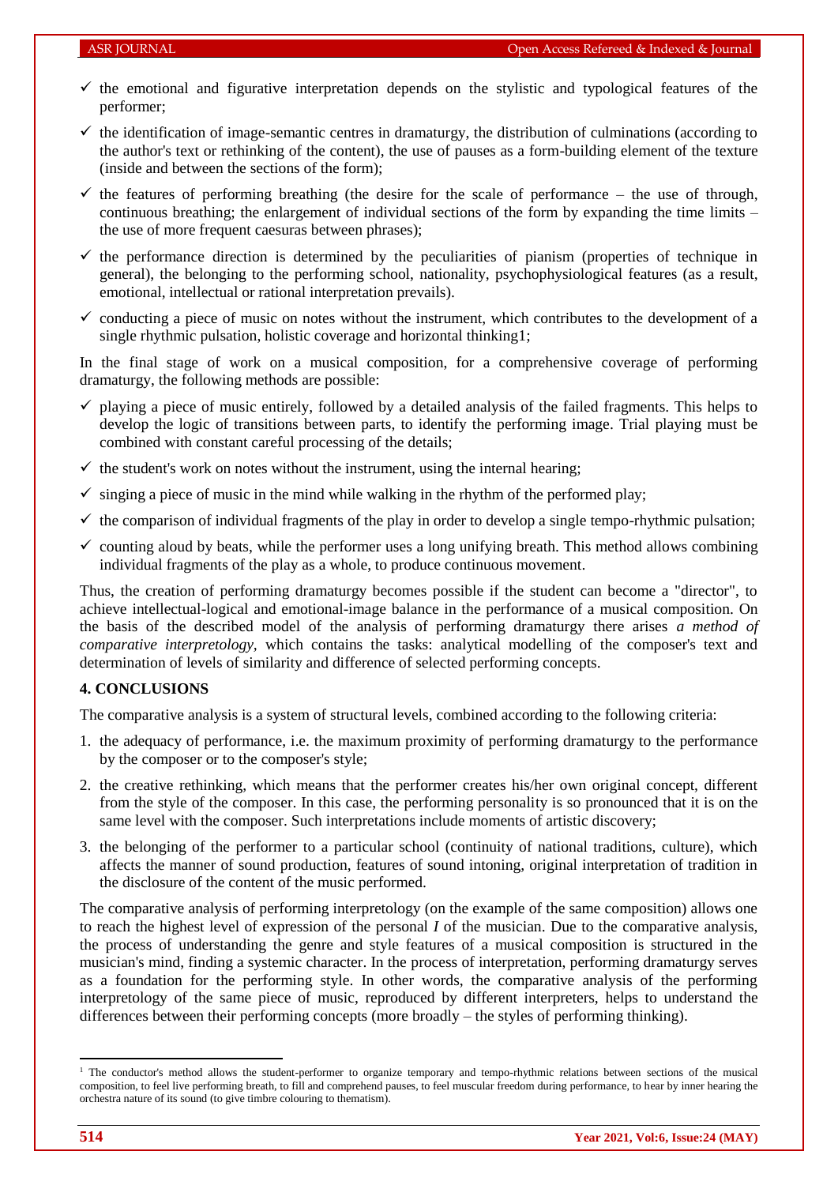- the emotional and figurative interpretation depends on the stylistic and typological features of the performer;
- the identification of image-semantic centres in dramaturgy, the distribution of culminations (according to the author's text or rethinking of the content), the use of pauses as a form-building element of the texture (inside and between the sections of the form);
- the features of performing breathing (the desire for the scale of performance – the use of through, continuous breathing; the enlargement of individual sections of the form by expanding the time limits – the use of more frequent caesuras between phrases);
- the performance direction is determined by the peculiarities of pianism (properties of technique in general), the belonging to the performing school, nationality, psychophysiological features (as a result, emotional, intellectual or rational interpretation prevails).
- conducting a piece of music on notes without the instrument, which contributes to the development of a single rhythmic pulsation, holistic coverage and horizontal thinking[1];

In the final stage of work on a musical composition, for a comprehensive coverage of performing dramaturgy, the following methods are possible:

- playing a piece of music entirely, followed by a detailed analysis of the failed fragments. This helps to develop the logic of transitions between parts, to identify the performing image. Trial playing must be combined with constant careful processing of the details;
- the student's work on notes without the instrument, using the internal hearing;
- singing a piece of music in the mind while walking in the rhythm of the performed play;
- the comparison of individual fragments of the play in order to develop a single tempo-rhythmic pulsation;
- counting aloud by beats, while the performer uses a long unifying breath. This method allows combining individual fragments of the play as a whole, to produce continuous movement.

Thus, the creation of performing dramaturgy becomes possible if the student can become a "director", to achieve intellectual-logical and emotional-image balance in the performance of a musical composition. On the basis of the described model of the analysis of performing dramaturgy there arises *a method of comparative interpretology*, which contains the tasks: analytical modelling of the composer's text and determination of levels of similarity and difference of selected performing concepts.

## 4. CONCLUSIONS

The comparative analysis is a system of structural levels, combined according to the following criteria:

1. the adequacy of performance, i.e. the maximum proximity of performing dramaturgy to the performance by the composer or to the composer's style;
2. the creative rethinking, which means that the performer creates his/her own original concept, different from the style of the composer. In this case, the performing personality is so pronounced that it is on the same level with the composer. Such interpretations include moments of artistic discovery;
3. the belonging of the performer to a particular school (continuity of national traditions, culture), which affects the manner of sound production, features of sound intoning, original interpretation of tradition in the disclosure of the content of the music performed.

The comparative analysis of performing interpretology (on the example of the same composition) allows one to reach the highest level of expression of the personal *I* of the musician. Due to the comparative analysis, the process of understanding the genre and style features of a musical composition is structured in the musician's mind, finding a systemic character. In the process of interpretation, performing dramaturgy serves as a foundation for the performing style. In other words, the comparative analysis of the performing interpretology of the same piece of music, reproduced by different interpreters, helps to understand the differences between their performing concepts (more broadly – the styles of performing thinking).

---

[1] The conductor's method allows the student-performer to organize temporary and tempo-rhythmic relations between sections of the musical composition, to feel live performing breath, to fill and comprehend pauses, to feel muscular freedom during performance, to hear by inner hearing the orchestra nature of its sound (to give timbre colouring to thematism).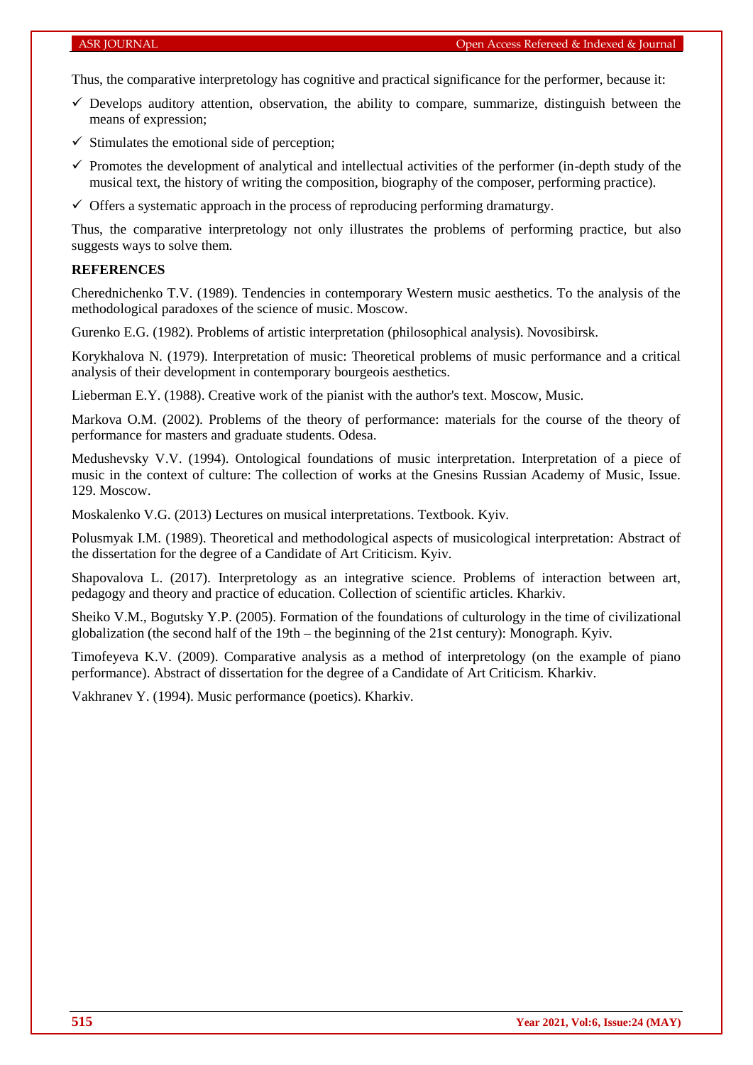Thus, the comparative interpretology has cognitive and practical significance for the performer, because it:

- ✓ Develops auditory attention, observation, the ability to compare, summarize, distinguish between the means of expression;
- ✓ Stimulates the emotional side of perception;
- ✓ Promotes the development of analytical and intellectual activities of the performer (in-depth study of the musical text, the history of writing the composition, biography of the composer, performing practice).
- ✓ Offers a systematic approach in the process of reproducing performing dramaturgy.

Thus, the comparative interpretology not only illustrates the problems of performing practice, but also suggests ways to solve them.

## REFERENCES

Cherednichenko T.V. (1989). Tendencies in contemporary Western music aesthetics. To the analysis of the methodological paradoxes of the science of music. Moscow.

Gurenko E.G. (1982). Problems of artistic interpretation (philosophical analysis). Novosibirsk.

Korykhalova N. (1979). Interpretation of music: Theoretical problems of music performance and a critical analysis of their development in contemporary bourgeois aesthetics.

Lieberman E.Y. (1988). Creative work of the pianist with the author's text. Moscow, Music.

Markova O.M. (2002). Problems of the theory of performance: materials for the course of the theory of performance for masters and graduate students. Odesa.

Medushevsky V.V. (1994). Ontological foundations of music interpretation. Interpretation of a piece of music in the context of culture: The collection of works at the Gnesins Russian Academy of Music, Issue. 129. Moscow.

Moskalenko V.G. (2013) Lectures on musical interpretations. Textbook. Kyiv.

Polusmyak I.M. (1989). Theoretical and methodological aspects of musicological interpretation: Abstract of the dissertation for the degree of a Candidate of Art Criticism. Kyiv.

Shapovalova L. (2017). Interpretology as an integrative science. Problems of interaction between art, pedagogy and theory and practice of education. Collection of scientific articles. Kharkiv.

Sheiko V.M., Bogutsky Y.P. (2005). Formation of the foundations of culturology in the time of civilizational globalization (the second half of the 19th – the beginning of the 21st century): Monograph. Kyiv.

Timofeyeva K.V. (2009). Comparative analysis as a method of interpretology (on the example of piano performance). Abstract of dissertation for the degree of a Candidate of Art Criticism. Kharkiv.

Vakhranev Y. (1994). Music performance (poetics). Kharkiv.